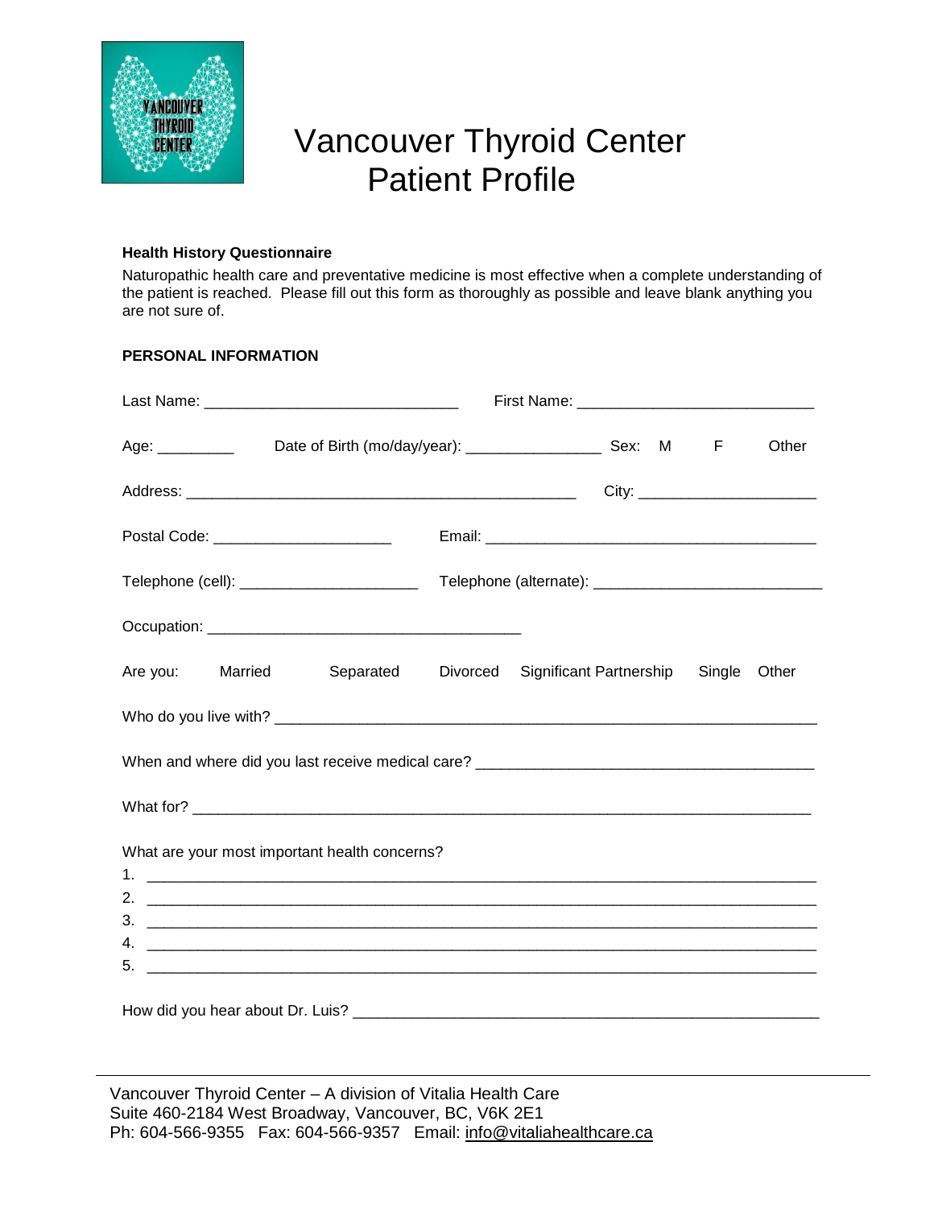# Vancouver Thyroid Center
## Patient Profile

**Health History Questionnaire**

Naturopathic health care and preventative medicine is most effective when a complete understanding of the patient is reached. Please fill out this form as thoroughly as possible and leave blank anything you are not sure of.

**PERSONAL INFORMATION**

Last Name: ______________________________ First Name: ____________________________

Age: _________ Date of Birth (mo/day/year): ________________ Sex: M F Other

Address: ______________________________________________ City: _____________________

Postal Code: _____________________ Email: _______________________________________

Telephone (cell): _____________________ Telephone (alternate): __________________________

Occupation: _____________________________________

Are you: Married Separated Divorced Significant Partnership Single Other

Who do you live with? ________________________________________________________________

When and where did you last receive medical care? ________________________________________

What for? __________________________________________________________________________

What are your most important health concerns?

1. ______________________________________________________________________________
2. ______________________________________________________________________________
3. ______________________________________________________________________________
4. ______________________________________________________________________________
5. ______________________________________________________________________________

How did you hear about Dr. Luis? _______________________________________________________

Vancouver Thyroid Center – A division of Vitalia Health Care
Suite 460-2184 West Broadway, Vancouver, BC, V6K 2E1
Ph: 604-566-9355 Fax: 604-566-9357 Email: info@vitaliahealthcare.ca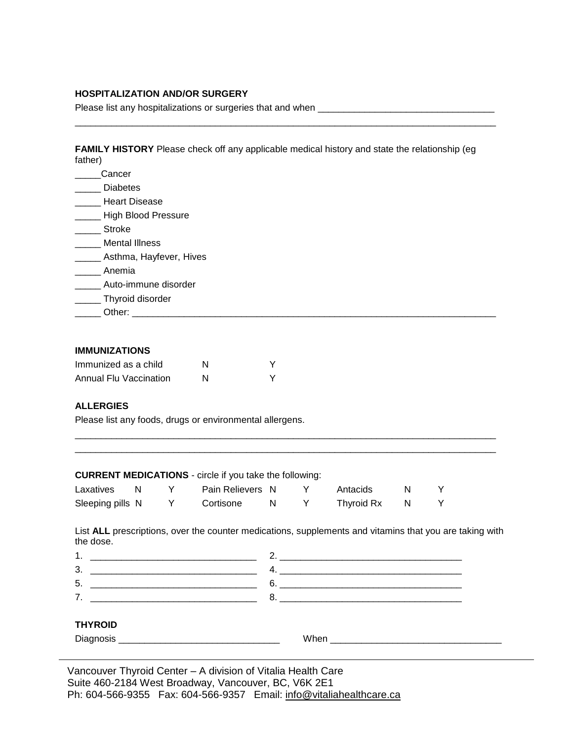**HOSPITALIZATION AND/OR SURGERY**

Please list any hospitalizations or surgeries that and when ________________________________

________________________________________________________________________________

**FAMILY HISTORY** Please check off any applicable medical history and state the relationship (eg father)

_____Cancer
_____ Diabetes
_____ Heart Disease
_____ High Blood Pressure
_____ Stroke
_____ Mental Illness
_____ Asthma, Hayfever, Hives
_____ Anemia
_____ Auto-immune disorder
_____ Thyroid disorder
_____ Other: ____________________________________________________________________

**IMMUNIZATIONS**

| | | |
|---|---|---|
| Immunized as a child | N | Y |
| Annual Flu Vaccination | N | Y |

**ALLERGIES**

Please list any foods, drugs or environmental allergens.

________________________________________________________________________________

________________________________________________________________________________

**CURRENT MEDICATIONS** - circle if you take the following:

| | | | | | | | | |
|---|---|---|---|---|---|---|---|---|
| Laxatives | N | Y | Pain Relievers | N | Y | Antacids | N | Y |
| Sleeping pills | N | Y | Cortisone | N | Y | Thyroid Rx | N | Y |

List **ALL** prescriptions, over the counter medications, supplements and vitamins that you are taking with the dose.

1. ________________________________ 2. __________________________________
3. ________________________________ 4. __________________________________
5. ________________________________ 6. __________________________________
7. ________________________________ 8. __________________________________

**THYROID**

Diagnosis ______________________________ When ________________________________

Vancouver Thyroid Center – A division of Vitalia Health Care
Suite 460-2184 West Broadway, Vancouver, BC, V6K 2E1
Ph: 604-566-9355 Fax: 604-566-9357 Email: info@vitaliahealthcare.ca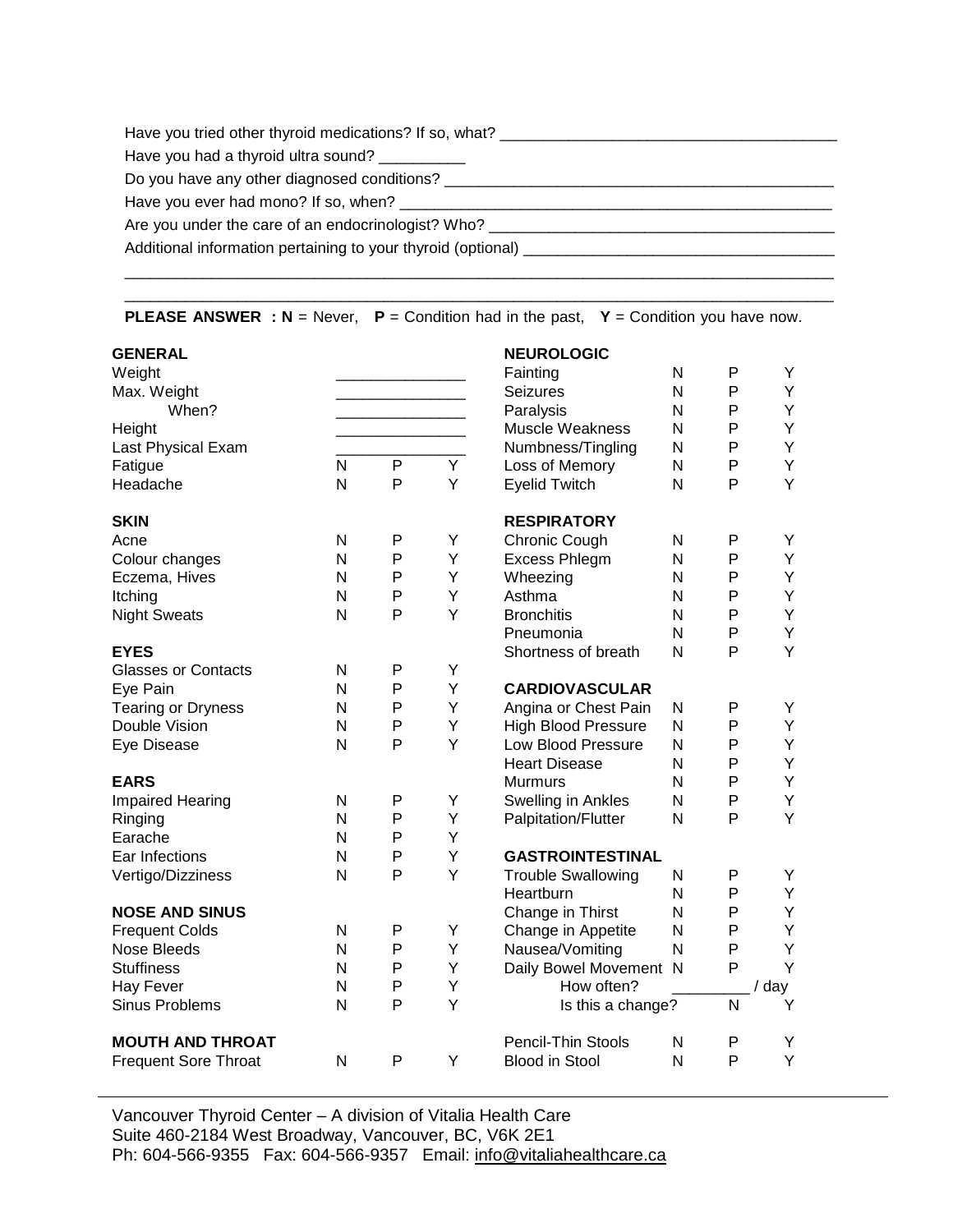Have you tried other thyroid medications? If so, what? ______________________________________

Have you had a thyroid ultra sound? __________

Do you have any other diagnosed conditions? ______________________________________________

Have you ever had mono? If so, when? _________________________________________________

Are you under the care of an endocrinologist? Who? _______________________________________

Additional information pertaining to your thyroid (optional) ___________________________________

_________________________________________________________________________________

_________________________________________________________________________________

**PLEASE ANSWER : N** = Never, **P** = Condition had in the past, **Y** = Condition you have now.

| **GENERAL** | | | |
|---|---|---|---|
| Weight | _______________ | | |
| Max. Weight | _______________ | | |
| When? | _______________ | | |
| Height | _______________ | | |
| Last Physical Exam | _______________ | | |
| Fatigue | N | P | Y |
| Headache | N | P | Y |

| **SKIN** | | | |
|---|---|---|---|
| Acne | N | P | Y |
| Colour changes | N | P | Y |
| Eczema, Hives | N | P | Y |
| Itching | N | P | Y |
| Night Sweats | N | P | Y |

| **EYES** | | | |
|---|---|---|---|
| Glasses or Contacts | N | P | Y |
| Eye Pain | N | P | Y |
| Tearing or Dryness | N | P | Y |
| Double Vision | N | P | Y |
| Eye Disease | N | P | Y |

| **EARS** | | | |
|---|---|---|---|
| Impaired Hearing | N | P | Y |
| Ringing | N | P | Y |
| Earache | N | P | Y |
| Ear Infections | N | P | Y |
| Vertigo/Dizziness | N | P | Y |

| **NOSE AND SINUS** | | | |
|---|---|---|---|
| Frequent Colds | N | P | Y |
| Nose Bleeds | N | P | Y |
| Stuffiness | N | P | Y |
| Hay Fever | N | P | Y |
| Sinus Problems | N | P | Y |

| **MOUTH AND THROAT** | | | |
|---|---|---|---|
| Frequent Sore Throat | N | P | Y |

| **NEUROLOGIC** | | | |
|---|---|---|---|
| Fainting | N | P | Y |
| Seizures | N | P | Y |
| Paralysis | N | P | Y |
| Muscle Weakness | N | P | Y |
| Numbness/Tingling | N | P | Y |
| Loss of Memory | N | P | Y |
| Eyelid Twitch | N | P | Y |

| **RESPIRATORY** | | | |
|---|---|---|---|
| Chronic Cough | N | P | Y |
| Excess Phlegm | N | P | Y |
| Wheezing | N | P | Y |
| Asthma | N | P | Y |
| Bronchitis | N | P | Y |
| Pneumonia | N | P | Y |
| Shortness of breath | N | P | Y |

| **CARDIOVASCULAR** | | | |
|---|---|---|---|
| Angina or Chest Pain | N | P | Y |
| High Blood Pressure | N | P | Y |
| Low Blood Pressure | N | P | Y |
| Heart Disease | N | P | Y |
| Murmurs | N | P | Y |
| Swelling in Ankles | N | P | Y |
| Palpitation/Flutter | N | P | Y |

| **GASTROINTESTINAL** | | | |
|---|---|---|---|
| Trouble Swallowing | N | P | Y |
| Heartburn | N | P | Y |
| Change in Thirst | N | P | Y |
| Change in Appetite | N | P | Y |
| Nausea/Vomiting | N | P | Y |
| Daily Bowel Movement | N | P | Y |
| How often? | _________ / day | | |
| Is this a change? | | N | Y |
| Pencil-Thin Stools | N | P | Y |
| Blood in Stool | N | P | Y |

Vancouver Thyroid Center – A division of Vitalia Health Care
Suite 460-2184 West Broadway, Vancouver, BC, V6K 2E1
Ph: 604-566-9355 Fax: 604-566-9357 Email: info@vitaliahealthcare.ca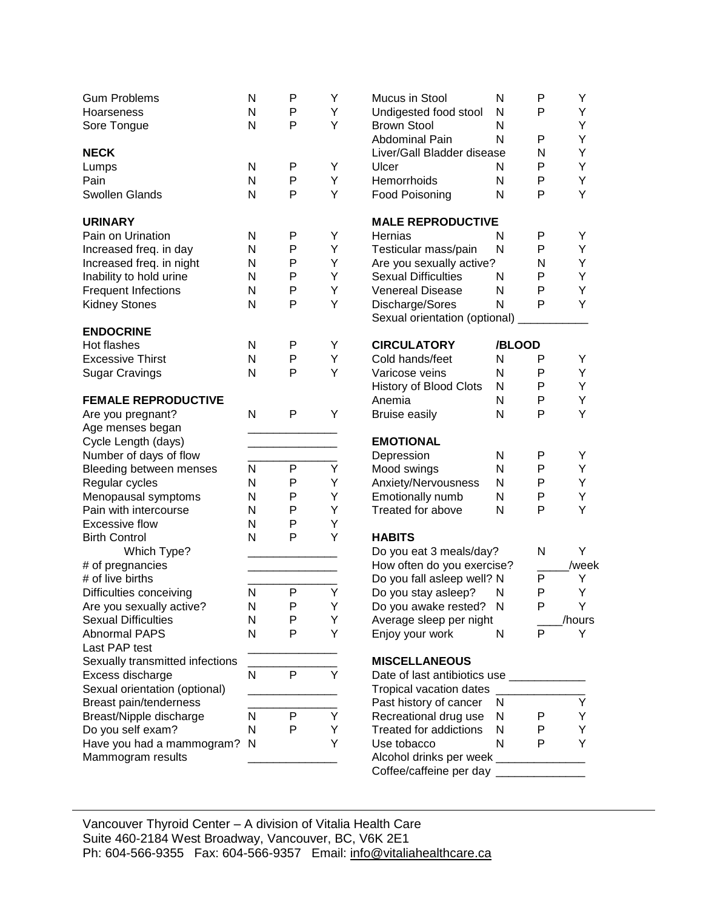| | | | |
|---|---|---|---|
| Gum Problems | N | P | Y |
| Hoarseness | N | P | Y |
| Sore Tongue | N | P | Y |

**NECK**

| | | | |
|---|---|---|---|
| Lumps | N | P | Y |
| Pain | N | P | Y |
| Swollen Glands | N | P | Y |

**URINARY**

| | | | |
|---|---|---|---|
| Pain on Urination | N | P | Y |
| Increased freq. in day | N | P | Y |
| Increased freq. in night | N | P | Y |
| Inability to hold urine | N | P | Y |
| Frequent Infections | N | P | Y |
| Kidney Stones | N | P | Y |

**ENDOCRINE**

| | | | |
|---|---|---|---|
| Hot flashes | N | P | Y |
| Excessive Thirst | N | P | Y |
| Sugar Cravings | N | P | Y |

**FEMALE REPRODUCTIVE**

| | | | |
|---|---|---|---|
| Are you pregnant? | N | P | Y |
| Age menses began | ______________ | | |
| Cycle Length (days) | ______________ | | |
| Number of days of flow | ______________ | | |
| Bleeding between menses | N | P | Y |
| Regular cycles | N | P | Y |
| Menopausal symptoms | N | P | Y |
| Pain with intercourse | N | P | Y |
| Excessive flow | N | P | Y |
| Birth Control | N | P | Y |
| Which Type? | ______________ | | |
| # of pregnancies | ______________ | | |
| # of live births | ______________ | | |
| Difficulties conceiving | N | P | Y |
| Are you sexually active? | N | P | Y |
| Sexual Difficulties | N | P | Y |
| Abnormal PAPS | N | P | Y |
| Last PAP test | ______________ | | |
| Sexually transmitted infections | ______________ | | |
| Excess discharge | N | P | Y |
| Sexual orientation (optional) | ______________ | | |
| Breast pain/tenderness | ______________ | | |
| Breast/Nipple discharge | N | P | Y |
| Do you self exam? | N | P | Y |
| Have you had a mammogram? | N | | Y |
| Mammogram results | ______________ | | |

| | | | |
|---|---|---|---|
| Mucus in Stool | N | P | Y |
| Undigested food stool | N | P | Y |
| Brown Stool | N | | Y |
| Abdominal Pain | N | P | Y |
| Liver/Gall Bladder disease | | N | Y |
| Ulcer | N | P | Y |
| Hemorrhoids | N | P | Y |
| Food Poisoning | N | P | Y |

**MALE REPRODUCTIVE**

| | | | |
|---|---|---|---|
| Hernias | N | P | Y |
| Testicular mass/pain | N | P | Y |
| Are you sexually active? | | N | Y |
| Sexual Difficulties | N | P | Y |
| Venereal Disease | N | P | Y |
| Discharge/Sores | N | P | Y |
| Sexual orientation (optional) ___________ | | | |

**CIRCULATORY /BLOOD**

| | | | |
|---|---|---|---|
| Cold hands/feet | N | P | Y |
| Varicose veins | N | P | Y |
| History of Blood Clots | N | P | Y |
| Anemia | N | P | Y |
| Bruise easily | N | P | Y |

**EMOTIONAL**

| | | | |
|---|---|---|---|
| Depression | N | P | Y |
| Mood swings | N | P | Y |
| Anxiety/Nervousness | N | P | Y |
| Emotionally numb | N | P | Y |
| Treated for above | N | P | Y |

**HABITS**

| | | | |
|---|---|---|---|
| Do you eat 3 meals/day? | | N | Y |
| How often do you exercise? | | _____/week | |
| Do you fall asleep well? | N | P | Y |
| Do you stay asleep? | N | P | Y |
| Do you awake rested? | N | P | Y |
| Average sleep per night | | ____/hours | |
| Enjoy your work | N | P | Y |

**MISCELLANEOUS**

Date of last antibiotics use ____________

Tropical vacation dates ______________

| | | | |
|---|---|---|---|
| Past history of cancer | N | | Y |
| Recreational drug use | N | P | Y |
| Treated for addictions | N | P | Y |
| Use tobacco | N | P | Y |

Alcohol drinks per week ______________

Coffee/caffeine per day ______________

Vancouver Thyroid Center – A division of Vitalia Health Care
Suite 460-2184 West Broadway, Vancouver, BC, V6K 2E1
Ph: 604-566-9355 Fax: 604-566-9357 Email: info@vitaliahealthcare.ca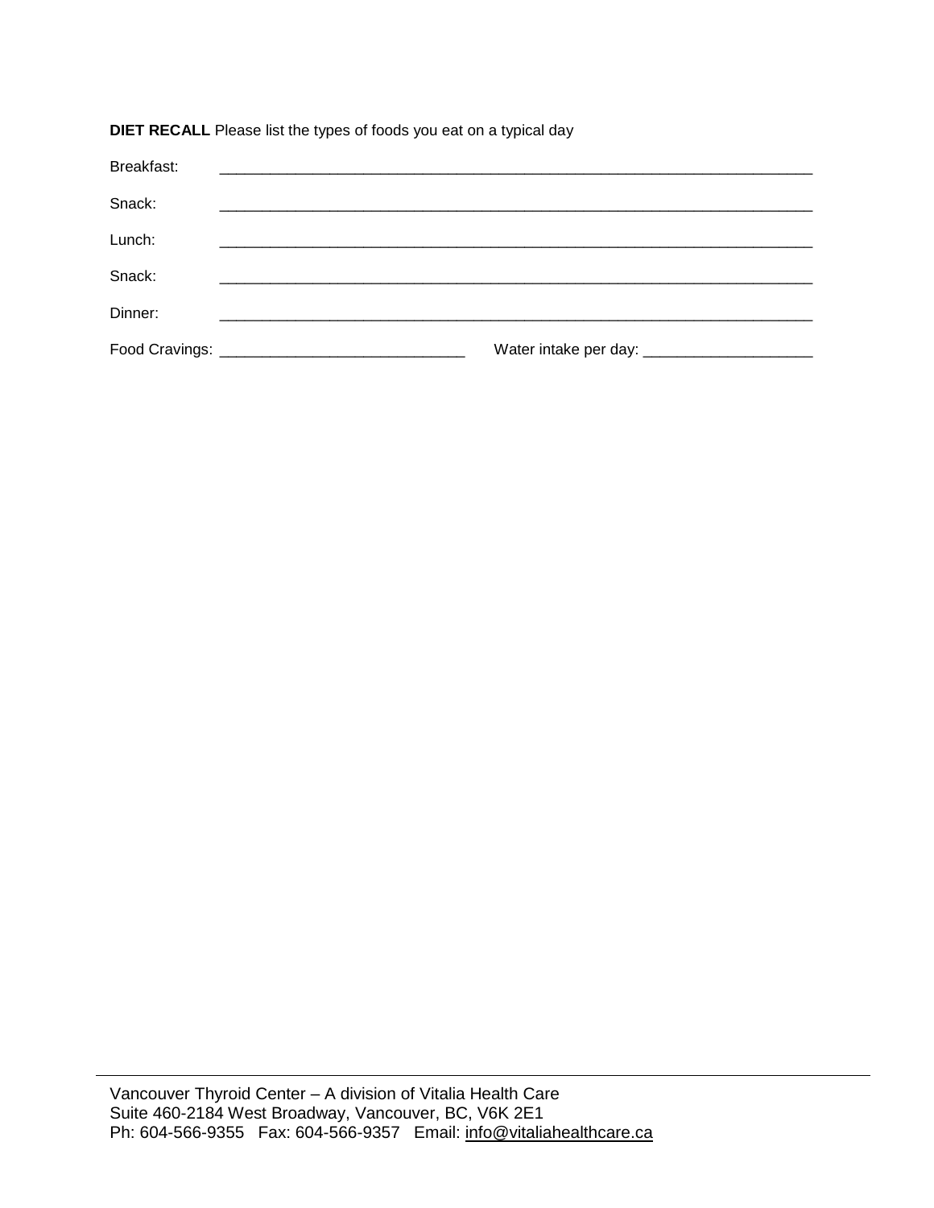**DIET RECALL** Please list the types of foods you eat on a typical day

Breakfast: ___________________________________________________________________________

Snack: ___________________________________________________________________________

Lunch: ___________________________________________________________________________

Snack: ___________________________________________________________________________

Dinner: ___________________________________________________________________________

Food Cravings: ______________________________ Water intake per day: ____________________

Vancouver Thyroid Center – A division of Vitalia Health Care
Suite 460-2184 West Broadway, Vancouver, BC, V6K 2E1
Ph: 604-566-9355 Fax: 604-566-9357 Email: info@vitaliahealthcare.ca